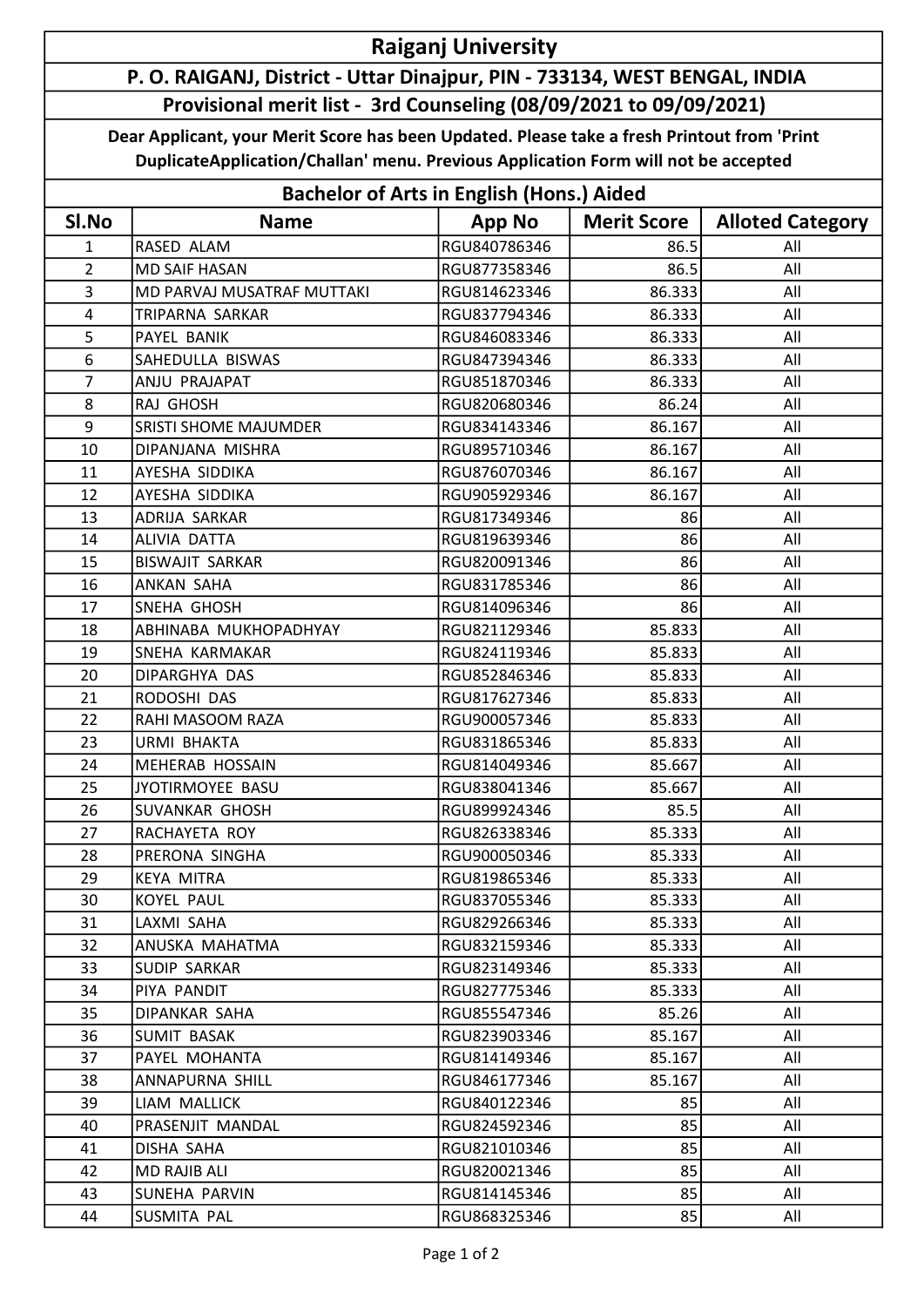# Raiganj University

## P. O. RAIGANJ, District - Uttar Dinajpur, PIN - 733134, WEST BENGAL, INDIA

### Provisional merit list - 3rd Counseling (08/09/2021 to 09/09/2021)

**Dear Applicant, your Merit Score has been Updated. Please take a fresh Printout from 'Print DuplicateApplication/Challan' menu. Previous Application Form will not be accepted**

### Bachelor of Arts in English (Hons.) Aided

| Sl.No | Name | App No | Merit Score | Alloted Category |
|---|---|---|---|---|
| 1 | RASED ALAM | RGU840786346 | 86.5 | All |
| 2 | MD SAIF HASAN | RGU877358346 | 86.5 | All |
| 3 | MD PARVAJ MUSATRAF MUTTAKI | RGU814623346 | 86.333 | All |
| 4 | TRIPARNA SARKAR | RGU837794346 | 86.333 | All |
| 5 | PAYEL BANIK | RGU846083346 | 86.333 | All |
| 6 | SAHEDULLA BISWAS | RGU847394346 | 86.333 | All |
| 7 | ANJU PRAJAPAT | RGU851870346 | 86.333 | All |
| 8 | RAJ GHOSH | RGU820680346 | 86.24 | All |
| 9 | SRISTI SHOME MAJUMDER | RGU834143346 | 86.167 | All |
| 10 | DIPANJANA MISHRA | RGU895710346 | 86.167 | All |
| 11 | AYESHA SIDDIKA | RGU876070346 | 86.167 | All |
| 12 | AYESHA SIDDIKA | RGU905929346 | 86.167 | All |
| 13 | ADRIJA SARKAR | RGU817349346 | 86 | All |
| 14 | ALIVIA DATTA | RGU819639346 | 86 | All |
| 15 | BISWAJIT SARKAR | RGU820091346 | 86 | All |
| 16 | ANKAN SAHA | RGU831785346 | 86 | All |
| 17 | SNEHA GHOSH | RGU814096346 | 86 | All |
| 18 | ABHINABA MUKHOPADHYAY | RGU821129346 | 85.833 | All |
| 19 | SNEHA KARMAKAR | RGU824119346 | 85.833 | All |
| 20 | DIPARGHYA DAS | RGU852846346 | 85.833 | All |
| 21 | RODOSHI DAS | RGU817627346 | 85.833 | All |
| 22 | RAHI MASOOM RAZA | RGU900057346 | 85.833 | All |
| 23 | URMI BHAKTA | RGU831865346 | 85.833 | All |
| 24 | MEHERAB HOSSAIN | RGU814049346 | 85.667 | All |
| 25 | JYOTIRMOYEE BASU | RGU838041346 | 85.667 | All |
| 26 | SUVANKAR GHOSH | RGU899924346 | 85.5 | All |
| 27 | RACHAYETA ROY | RGU826338346 | 85.333 | All |
| 28 | PRERONA SINGHA | RGU900050346 | 85.333 | All |
| 29 | KEYA MITRA | RGU819865346 | 85.333 | All |
| 30 | KOYEL PAUL | RGU837055346 | 85.333 | All |
| 31 | LAXMI SAHA | RGU829266346 | 85.333 | All |
| 32 | ANUSKA MAHATMA | RGU832159346 | 85.333 | All |
| 33 | SUDIP SARKAR | RGU823149346 | 85.333 | All |
| 34 | PIYA PANDIT | RGU827775346 | 85.333 | All |
| 35 | DIPANKAR SAHA | RGU855547346 | 85.26 | All |
| 36 | SUMIT BASAK | RGU823903346 | 85.167 | All |
| 37 | PAYEL MOHANTA | RGU814149346 | 85.167 | All |
| 38 | ANNAPURNA SHILL | RGU846177346 | 85.167 | All |
| 39 | LIAM MALLICK | RGU840122346 | 85 | All |
| 40 | PRASENJIT MANDAL | RGU824592346 | 85 | All |
| 41 | DISHA SAHA | RGU821010346 | 85 | All |
| 42 | MD RAJIB ALI | RGU820021346 | 85 | All |
| 43 | SUNEHA PARVIN | RGU814145346 | 85 | All |
| 44 | SUSMITA PAL | RGU868325346 | 85 | All |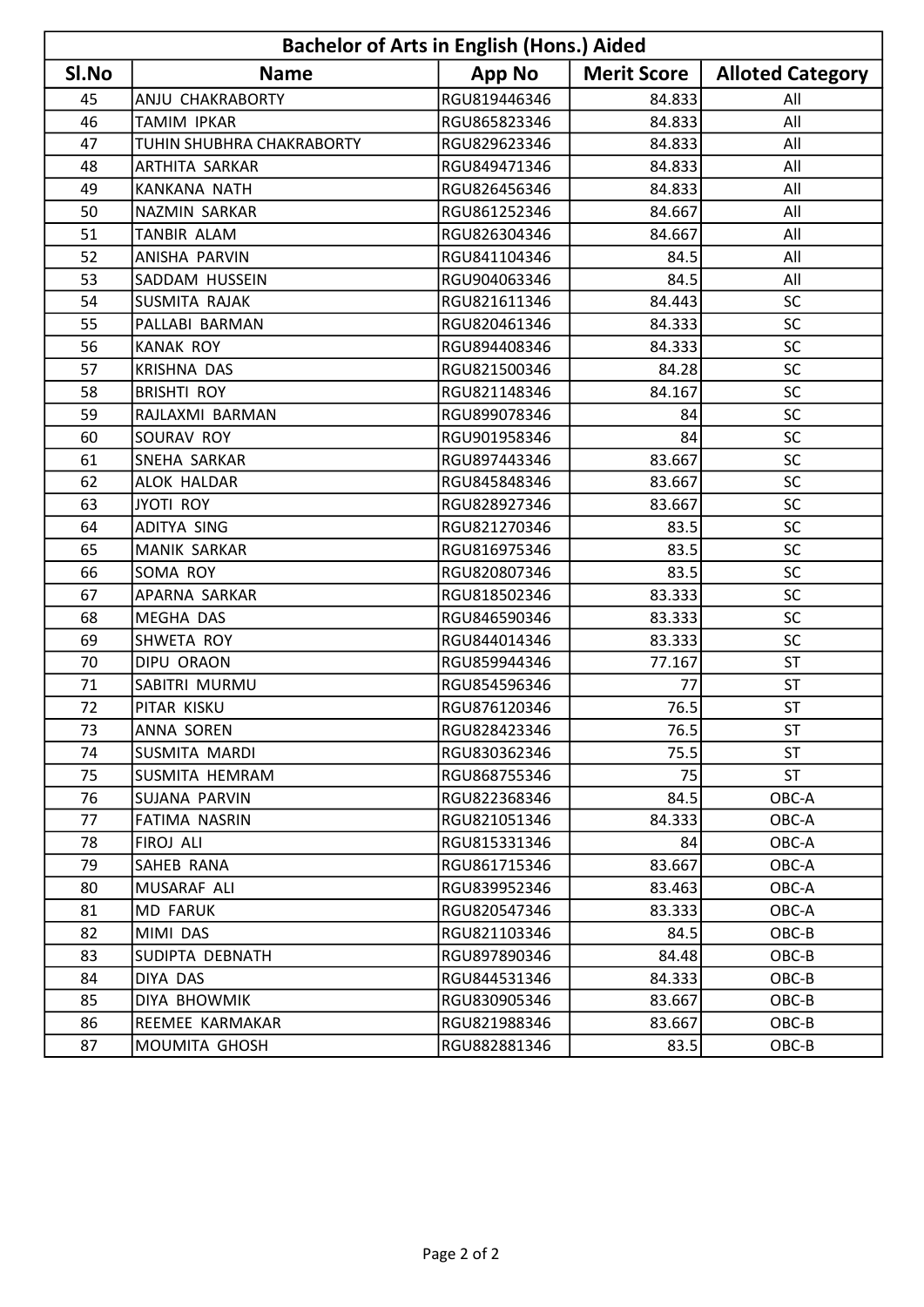| Bachelor of Arts in English (Hons.) Aided | | | | |
|---|---|---|---|---|
| Sl.No | Name | App No | Merit Score | Alloted Category |
| 45 | ANJU CHAKRABORTY | RGU819446346 | 84.833 | All |
| 46 | TAMIM IPKAR | RGU865823346 | 84.833 | All |
| 47 | TUHIN SHUBHRA CHAKRABORTY | RGU829623346 | 84.833 | All |
| 48 | ARTHITA SARKAR | RGU849471346 | 84.833 | All |
| 49 | KANKANA NATH | RGU826456346 | 84.833 | All |
| 50 | NAZMIN SARKAR | RGU861252346 | 84.667 | All |
| 51 | TANBIR ALAM | RGU826304346 | 84.667 | All |
| 52 | ANISHA PARVIN | RGU841104346 | 84.5 | All |
| 53 | SADDAM HUSSEIN | RGU904063346 | 84.5 | All |
| 54 | SUSMITA RAJAK | RGU821611346 | 84.443 | SC |
| 55 | PALLABI BARMAN | RGU820461346 | 84.333 | SC |
| 56 | KANAK ROY | RGU894408346 | 84.333 | SC |
| 57 | KRISHNA DAS | RGU821500346 | 84.28 | SC |
| 58 | BRISHTI ROY | RGU821148346 | 84.167 | SC |
| 59 | RAJLAXMI BARMAN | RGU899078346 | 84 | SC |
| 60 | SOURAV ROY | RGU901958346 | 84 | SC |
| 61 | SNEHA SARKAR | RGU897443346 | 83.667 | SC |
| 62 | ALOK HALDAR | RGU845848346 | 83.667 | SC |
| 63 | JYOTI ROY | RGU828927346 | 83.667 | SC |
| 64 | ADITYA SING | RGU821270346 | 83.5 | SC |
| 65 | MANIK SARKAR | RGU816975346 | 83.5 | SC |
| 66 | SOMA ROY | RGU820807346 | 83.5 | SC |
| 67 | APARNA SARKAR | RGU818502346 | 83.333 | SC |
| 68 | MEGHA DAS | RGU846590346 | 83.333 | SC |
| 69 | SHWETA ROY | RGU844014346 | 83.333 | SC |
| 70 | DIPU ORAON | RGU859944346 | 77.167 | ST |
| 71 | SABITRI MURMU | RGU854596346 | 77 | ST |
| 72 | PITAR KISKU | RGU876120346 | 76.5 | ST |
| 73 | ANNA SOREN | RGU828423346 | 76.5 | ST |
| 74 | SUSMITA MARDI | RGU830362346 | 75.5 | ST |
| 75 | SUSMITA HEMRAM | RGU868755346 | 75 | ST |
| 76 | SUJANA PARVIN | RGU822368346 | 84.5 | OBC-A |
| 77 | FATIMA NASRIN | RGU821051346 | 84.333 | OBC-A |
| 78 | FIROJ ALI | RGU815331346 | 84 | OBC-A |
| 79 | SAHEB RANA | RGU861715346 | 83.667 | OBC-A |
| 80 | MUSARAF ALI | RGU839952346 | 83.463 | OBC-A |
| 81 | MD FARUK | RGU820547346 | 83.333 | OBC-A |
| 82 | MIMI DAS | RGU821103346 | 84.5 | OBC-B |
| 83 | SUDIPTA DEBNATH | RGU897890346 | 84.48 | OBC-B |
| 84 | DIYA DAS | RGU844531346 | 84.333 | OBC-B |
| 85 | DIYA BHOWMIK | RGU830905346 | 83.667 | OBC-B |
| 86 | REEMEE KARMAKAR | RGU821988346 | 83.667 | OBC-B |
| 87 | MOUMITA GHOSH | RGU882881346 | 83.5 | OBC-B |